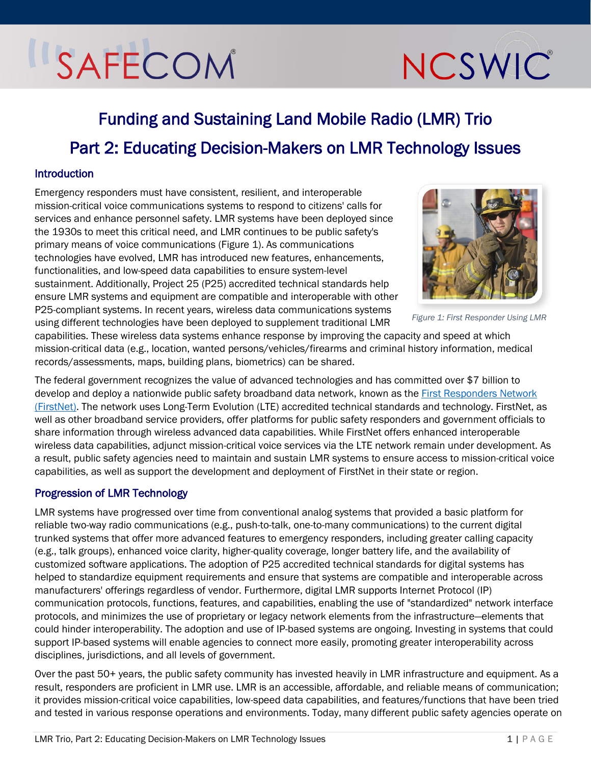SAFECOM NCSWIC

# Funding and Sustaining Land Mobile Radio (LMR) Trio

# Part 2: Educating Decision-Makers on LMR Technology Issues

## Introduction

Emergency responders must have consistent, resilient, and interoperable mission-critical voice communications systems to respond to citizens' calls for services and enhance personnel safety. LMR systems have been deployed since the 1930s to meet this critical need, and LMR continues to be public safety's primary means of voice communications (Figure 1). As communications technologies have evolved, LMR has introduced new features, enhancements, functionalities, and low-speed data capabilities to ensure system-level sustainment. Additionally, Project 25 (P25) accredited technical standards help ensure LMR systems and equipment are compatible and interoperable with other P25-compliant systems. In recent years, wireless data communications systems using different technologies have been deployed to supplement traditional LMR capabilities. These wireless data systems enhance response by improving the capacity and speed at which mission-critical data (e.g., location, wanted persons/vehicles/firearms and criminal history information, medical records/assessments, maps, building plans, biometrics) can be shared.

*Figure 1: First Responder Using LMR*

The federal government recognizes the value of advanced technologies and has committed over $7 billion to develop and deploy a nationwide public safety broadband data network, known as the [First Responders Network (FirstNet)](). The network uses Long-Term Evolution (LTE) accredited technical standards and technology. FirstNet, as well as other broadband service providers, offer platforms for public safety responders and government officials to share information through wireless advanced data capabilities. While FirstNet offers enhanced interoperable wireless data capabilities, adjunct mission-critical voice services via the LTE network remain under development. As a result, public safety agencies need to maintain and sustain LMR systems to ensure access to mission-critical voice capabilities, as well as support the development and deployment of FirstNet in their state or region.

## Progression of LMR Technology

LMR systems have progressed over time from conventional analog systems that provided a basic platform for reliable two-way radio communications (e.g., push-to-talk, one-to-many communications) to the current digital trunked systems that offer more advanced features to emergency responders, including greater calling capacity (e.g., talk groups), enhanced voice clarity, higher-quality coverage, longer battery life, and the availability of customized software applications. The adoption of P25 accredited technical standards for digital systems has helped to standardize equipment requirements and ensure that systems are compatible and interoperable across manufacturers' offerings regardless of vendor. Furthermore, digital LMR supports Internet Protocol (IP) communication protocols, functions, features, and capabilities, enabling the use of "standardized" network interface protocols, and minimizes the use of proprietary or legacy network elements from the infrastructure—elements that could hinder interoperability. The adoption and use of IP-based systems are ongoing. Investing in systems that could support IP-based systems will enable agencies to connect more easily, promoting greater interoperability across disciplines, jurisdictions, and all levels of government.

Over the past 50+ years, the public safety community has invested heavily in LMR infrastructure and equipment. As a result, responders are proficient in LMR use. LMR is an accessible, affordable, and reliable means of communication; it provides mission-critical voice capabilities, low-speed data capabilities, and features/functions that have been tried and tested in various response operations and environments. Today, many different public safety agencies operate on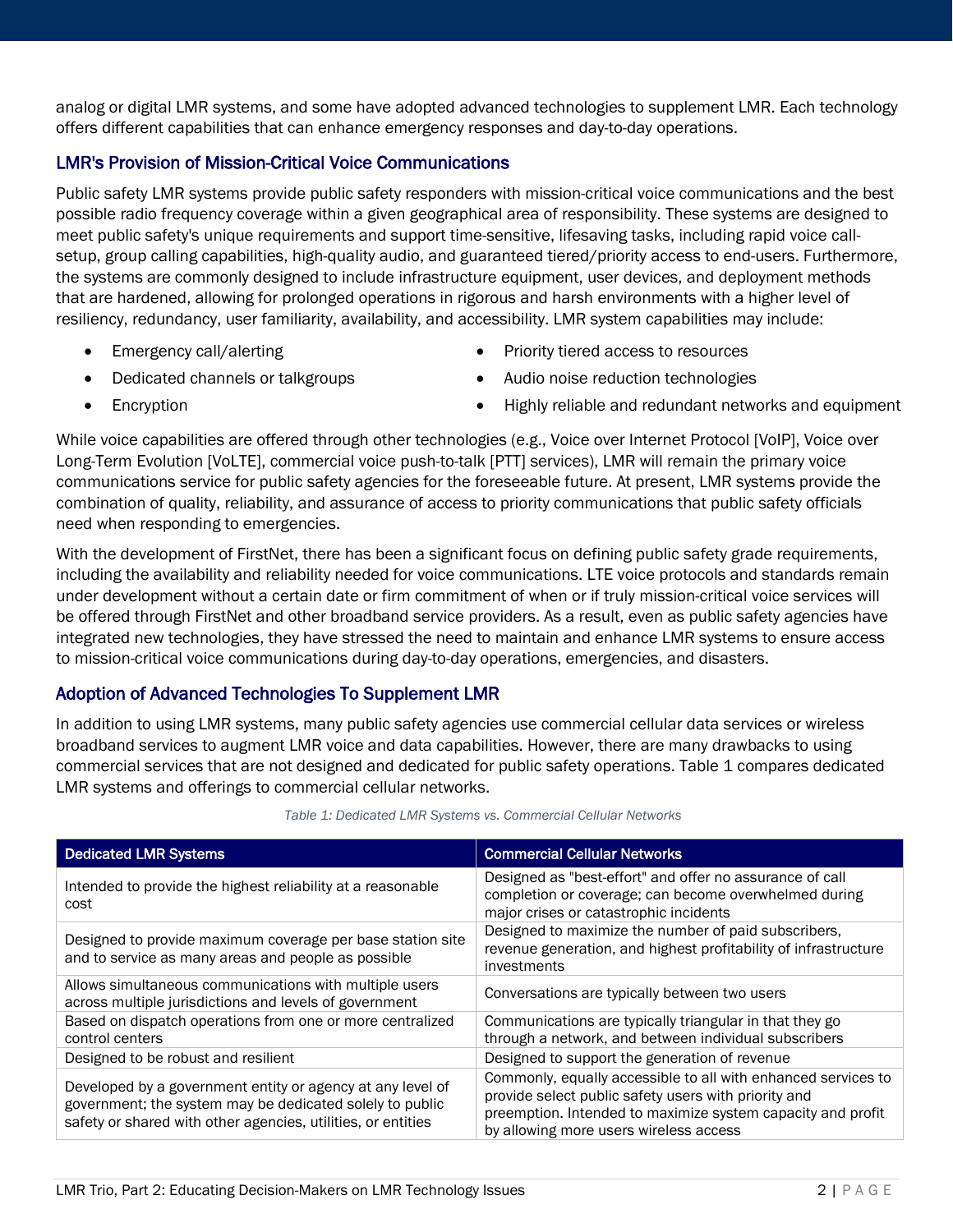analog or digital LMR systems, and some have adopted advanced technologies to supplement LMR. Each technology offers different capabilities that can enhance emergency responses and day-to-day operations.

## LMR's Provision of Mission-Critical Voice Communications

Public safety LMR systems provide public safety responders with mission-critical voice communications and the best possible radio frequency coverage within a given geographical area of responsibility. These systems are designed to meet public safety's unique requirements and support time-sensitive, lifesaving tasks, including rapid voice call-setup, group calling capabilities, high-quality audio, and guaranteed tiered/priority access to end-users. Furthermore, the systems are commonly designed to include infrastructure equipment, user devices, and deployment methods that are hardened, allowing for prolonged operations in rigorous and harsh environments with a higher level of resiliency, redundancy, user familiarity, availability, and accessibility. LMR system capabilities may include:

- Emergency call/alerting
- Dedicated channels or talkgroups
- Encryption
- Priority tiered access to resources
- Audio noise reduction technologies
- Highly reliable and redundant networks and equipment

While voice capabilities are offered through other technologies (e.g., Voice over Internet Protocol [VoIP], Voice over Long-Term Evolution [VoLTE], commercial voice push-to-talk [PTT] services), LMR will remain the primary voice communications service for public safety agencies for the foreseeable future. At present, LMR systems provide the combination of quality, reliability, and assurance of access to priority communications that public safety officials need when responding to emergencies.

With the development of FirstNet, there has been a significant focus on defining public safety grade requirements, including the availability and reliability needed for voice communications. LTE voice protocols and standards remain under development without a certain date or firm commitment of when or if truly mission-critical voice services will be offered through FirstNet and other broadband service providers. As a result, even as public safety agencies have integrated new technologies, they have stressed the need to maintain and enhance LMR systems to ensure access to mission-critical voice communications during day-to-day operations, emergencies, and disasters.

## Adoption of Advanced Technologies To Supplement LMR

In addition to using LMR systems, many public safety agencies use commercial cellular data services or wireless broadband services to augment LMR voice and data capabilities. However, there are many drawbacks to using commercial services that are not designed and dedicated for public safety operations. Table 1 compares dedicated LMR systems and offerings to commercial cellular networks.

*Table 1: Dedicated LMR Systems vs. Commercial Cellular Networks*

| Dedicated LMR Systems | Commercial Cellular Networks |
|---|---|
| Intended to provide the highest reliability at a reasonable cost | Designed as "best-effort" and offer no assurance of call completion or coverage; can become overwhelmed during major crises or catastrophic incidents |
| Designed to provide maximum coverage per base station site and to service as many areas and people as possible | Designed to maximize the number of paid subscribers, revenue generation, and highest profitability of infrastructure investments |
| Allows simultaneous communications with multiple users across multiple jurisdictions and levels of government | Conversations are typically between two users |
| Based on dispatch operations from one or more centralized control centers | Communications are typically triangular in that they go through a network, and between individual subscribers |
| Designed to be robust and resilient | Designed to support the generation of revenue |
| Developed by a government entity or agency at any level of government; the system may be dedicated solely to public safety or shared with other agencies, utilities, or entities | Commonly, equally accessible to all with enhanced services to provide select public safety users with priority and preemption. Intended to maximize system capacity and profit by allowing more users wireless access |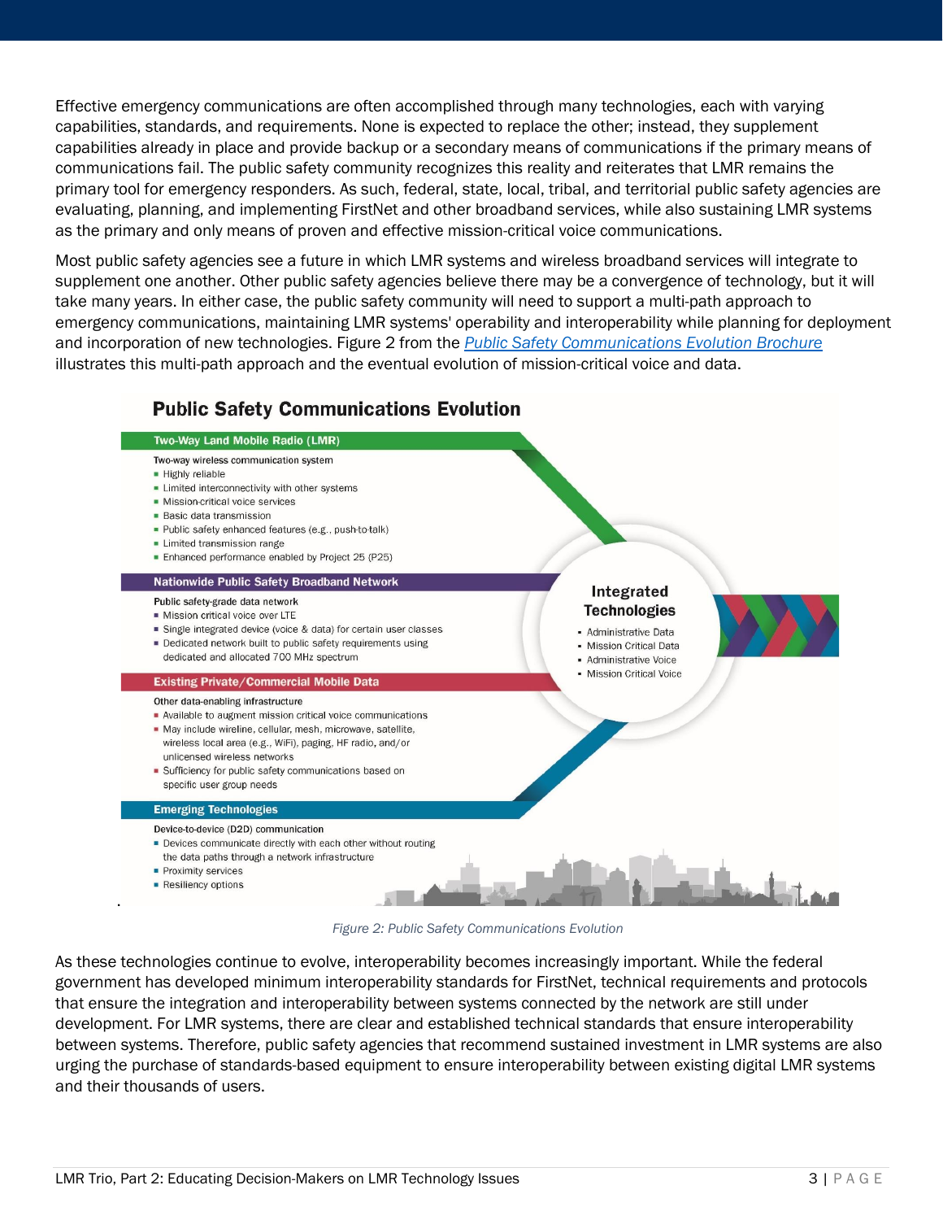Effective emergency communications are often accomplished through many technologies, each with varying capabilities, standards, and requirements. None is expected to replace the other; instead, they supplement capabilities already in place and provide backup or a secondary means of communications if the primary means of communications fail. The public safety community recognizes this reality and reiterates that LMR remains the primary tool for emergency responders. As such, federal, state, local, tribal, and territorial public safety agencies are evaluating, planning, and implementing FirstNet and other broadband services, while also sustaining LMR systems as the primary and only means of proven and effective mission-critical voice communications.

Most public safety agencies see a future in which LMR systems and wireless broadband services will integrate to supplement one another. Other public safety agencies believe there may be a convergence of technology, but it will take many years. In either case, the public safety community will need to support a multi-path approach to emergency communications, maintaining LMR systems' operability and interoperability while planning for deployment and incorporation of new technologies. Figure 2 from the *Public Safety Communications Evolution Brochure* illustrates this multi-path approach and the eventual evolution of mission-critical voice and data.

**Public Safety Communications Evolution**

**Two-Way Land Mobile Radio (LMR)**

Two-way wireless communication system
- Highly reliable
- Limited interconnectivity with other systems
- Mission-critical voice services
- Basic data transmission
- Public safety enhanced features (e.g., push-to-talk)
- Limited transmission range
- Enhanced performance enabled by Project 25 (P25)

**Nationwide Public Safety Broadband Network**

Public safety-grade data network
- Mission critical voice over LTE
- Single integrated device (voice & data) for certain user classes
- Dedicated network built to public safety requirements using dedicated and allocated 700 MHz spectrum

**Existing Private/Commercial Mobile Data**

Other data-enabling infrastructure
- Available to augment mission critical voice communications
- May include wireline, cellular, mesh, microwave, satellite, wireless local area (e.g., WiFi), paging, HF radio, and/or unlicensed wireless networks
- Sufficiency for public safety communications based on specific user group needs

**Emerging Technologies**

Device-to-device (D2D) communication
- Devices communicate directly with each other without routing the data paths through a network infrastructure
- Proximity services
- Resiliency options

**Integrated Technologies**
- Administrative Data
- Mission Critical Data
- Administrative Voice
- Mission Critical Voice

*Figure 2: Public Safety Communications Evolution*

As these technologies continue to evolve, interoperability becomes increasingly important. While the federal government has developed minimum interoperability standards for FirstNet, technical requirements and protocols that ensure the integration and interoperability between systems connected by the network are still under development. For LMR systems, there are clear and established technical standards that ensure interoperability between systems. Therefore, public safety agencies that recommend sustained investment in LMR systems are also urging the purchase of standards-based equipment to ensure interoperability between existing digital LMR systems and their thousands of users.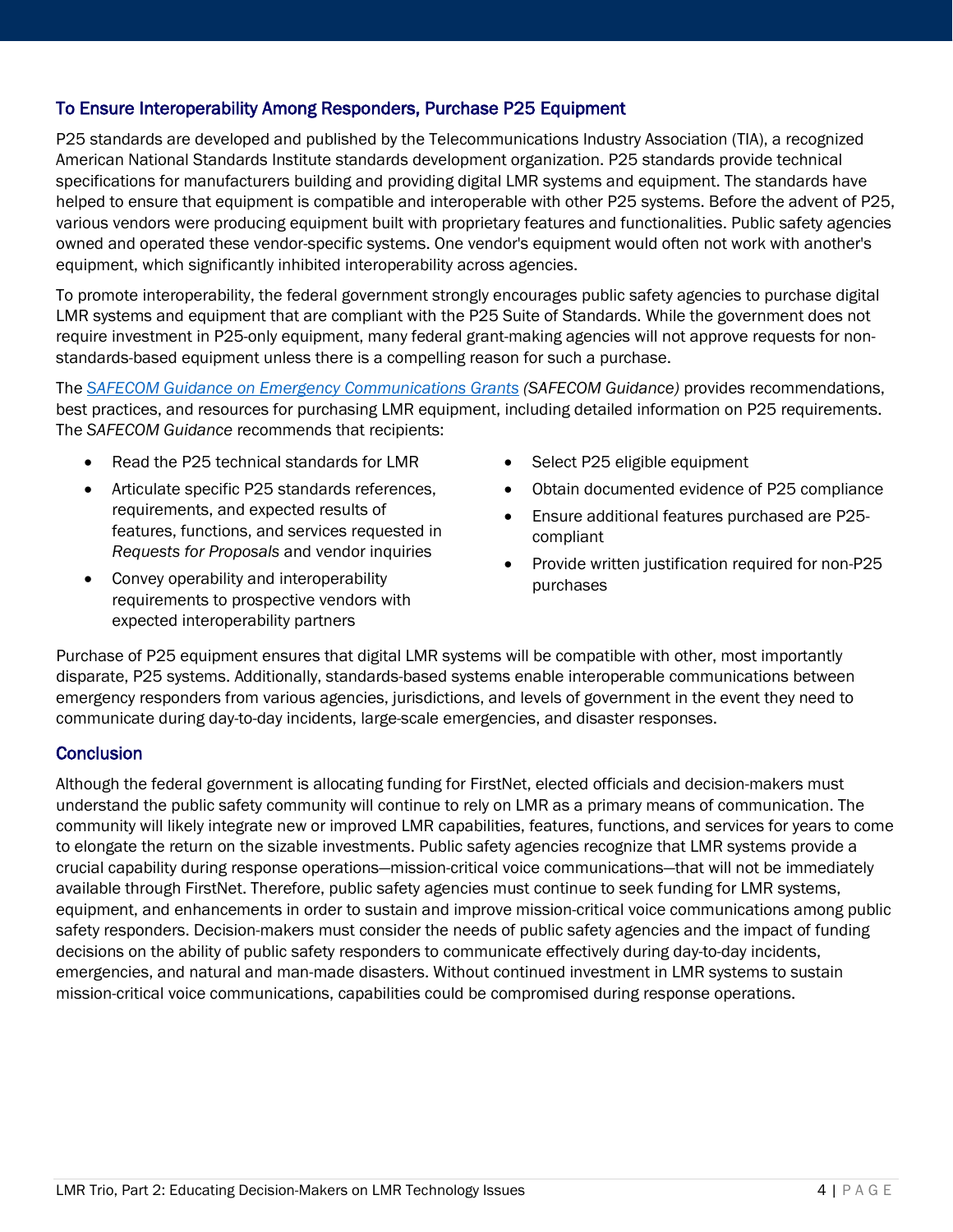## To Ensure Interoperability Among Responders, Purchase P25 Equipment

P25 standards are developed and published by the Telecommunications Industry Association (TIA), a recognized American National Standards Institute standards development organization. P25 standards provide technical specifications for manufacturers building and providing digital LMR systems and equipment. The standards have helped to ensure that equipment is compatible and interoperable with other P25 systems. Before the advent of P25, various vendors were producing equipment built with proprietary features and functionalities. Public safety agencies owned and operated these vendor-specific systems. One vendor's equipment would often not work with another's equipment, which significantly inhibited interoperability across agencies.

To promote interoperability, the federal government strongly encourages public safety agencies to purchase digital LMR systems and equipment that are compliant with the P25 Suite of Standards. While the government does not require investment in P25-only equipment, many federal grant-making agencies will not approve requests for non-standards-based equipment unless there is a compelling reason for such a purchase.

The *SAFECOM Guidance on Emergency Communications Grants* (*SAFECOM Guidance)* provides recommendations, best practices, and resources for purchasing LMR equipment, including detailed information on P25 requirements. The *SAFECOM Guidance* recommends that recipients:

- Read the P25 technical standards for LMR
- Articulate specific P25 standards references, requirements, and expected results of features, functions, and services requested in *Requests for Proposals* and vendor inquiries
- Convey operability and interoperability requirements to prospective vendors with expected interoperability partners
- Select P25 eligible equipment
- Obtain documented evidence of P25 compliance
- Ensure additional features purchased are P25-compliant
- Provide written justification required for non-P25 purchases

Purchase of P25 equipment ensures that digital LMR systems will be compatible with other, most importantly disparate, P25 systems. Additionally, standards-based systems enable interoperable communications between emergency responders from various agencies, jurisdictions, and levels of government in the event they need to communicate during day-to-day incidents, large-scale emergencies, and disaster responses.

## Conclusion

Although the federal government is allocating funding for FirstNet, elected officials and decision-makers must understand the public safety community will continue to rely on LMR as a primary means of communication. The community will likely integrate new or improved LMR capabilities, features, functions, and services for years to come to elongate the return on the sizable investments. Public safety agencies recognize that LMR systems provide a crucial capability during response operations—mission-critical voice communications—that will not be immediately available through FirstNet. Therefore, public safety agencies must continue to seek funding for LMR systems, equipment, and enhancements in order to sustain and improve mission-critical voice communications among public safety responders. Decision-makers must consider the needs of public safety agencies and the impact of funding decisions on the ability of public safety responders to communicate effectively during day-to-day incidents, emergencies, and natural and man-made disasters. Without continued investment in LMR systems to sustain mission-critical voice communications, capabilities could be compromised during response operations.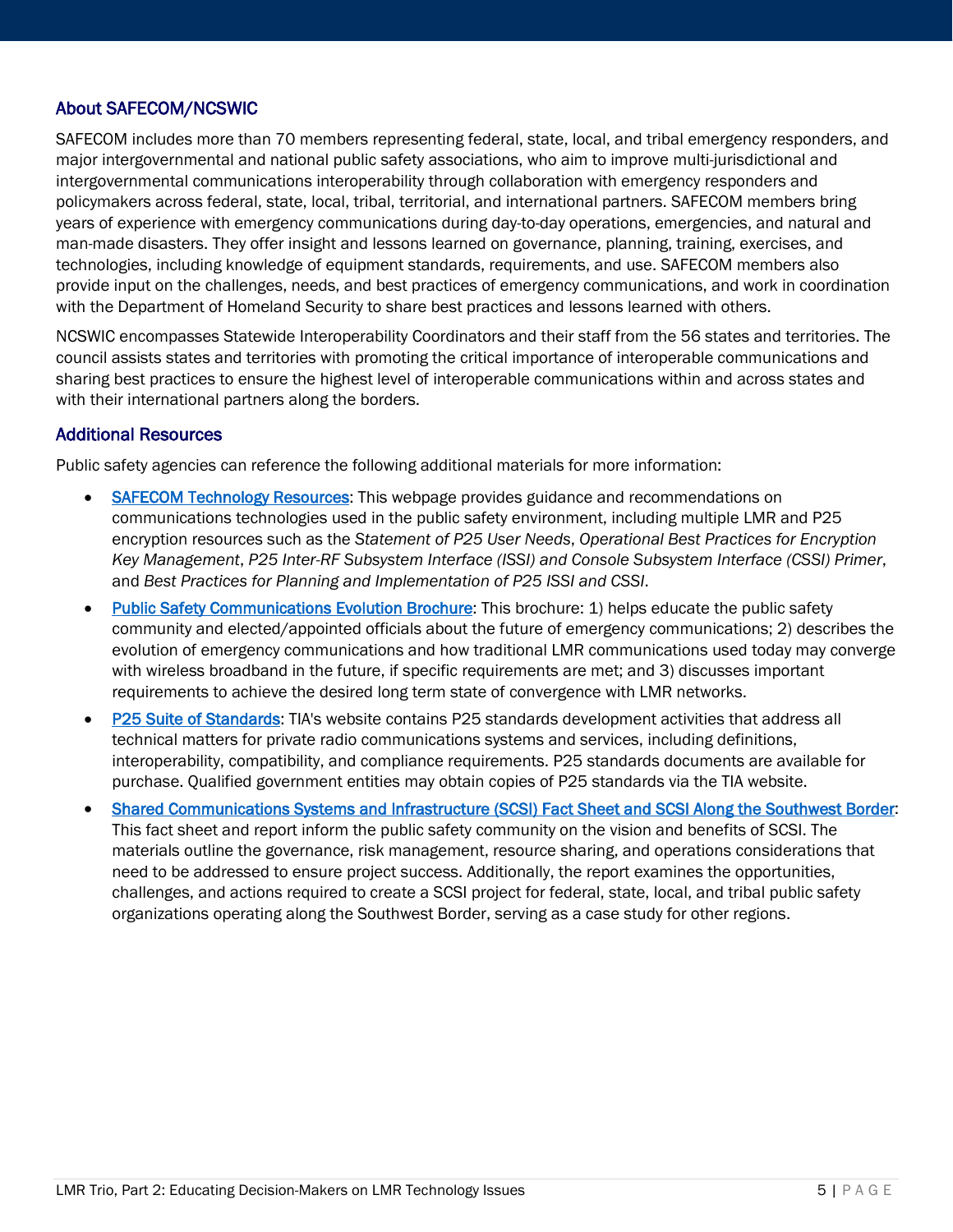## About SAFECOM/NCSWIC

SAFECOM includes more than 70 members representing federal, state, local, and tribal emergency responders, and major intergovernmental and national public safety associations, who aim to improve multi-jurisdictional and intergovernmental communications interoperability through collaboration with emergency responders and policymakers across federal, state, local, tribal, territorial, and international partners. SAFECOM members bring years of experience with emergency communications during day-to-day operations, emergencies, and natural and man-made disasters. They offer insight and lessons learned on governance, planning, training, exercises, and technologies, including knowledge of equipment standards, requirements, and use. SAFECOM members also provide input on the challenges, needs, and best practices of emergency communications, and work in coordination with the Department of Homeland Security to share best practices and lessons learned with others.

NCSWIC encompasses Statewide Interoperability Coordinators and their staff from the 56 states and territories. The council assists states and territories with promoting the critical importance of interoperable communications and sharing best practices to ensure the highest level of interoperable communications within and across states and with their international partners along the borders.

## Additional Resources

Public safety agencies can reference the following additional materials for more information:

- SAFECOM Technology Resources: This webpage provides guidance and recommendations on communications technologies used in the public safety environment, including multiple LMR and P25 encryption resources such as the *Statement of P25 User Needs*, *Operational Best Practices for Encryption Key Management*, *P25 Inter-RF Subsystem Interface (ISSI) and Console Subsystem Interface (CSSI) Primer*, and *Best Practices for Planning and Implementation of P25 ISSI and CSSI*.
- Public Safety Communications Evolution Brochure: This brochure: 1) helps educate the public safety community and elected/appointed officials about the future of emergency communications; 2) describes the evolution of emergency communications and how traditional LMR communications used today may converge with wireless broadband in the future, if specific requirements are met; and 3) discusses important requirements to achieve the desired long term state of convergence with LMR networks.
- P25 Suite of Standards: TIA's website contains P25 standards development activities that address all technical matters for private radio communications systems and services, including definitions, interoperability, compatibility, and compliance requirements. P25 standards documents are available for purchase. Qualified government entities may obtain copies of P25 standards via the TIA website.
- Shared Communications Systems and Infrastructure (SCSI) Fact Sheet and SCSI Along the Southwest Border: This fact sheet and report inform the public safety community on the vision and benefits of SCSI. The materials outline the governance, risk management, resource sharing, and operations considerations that need to be addressed to ensure project success. Additionally, the report examines the opportunities, challenges, and actions required to create a SCSI project for federal, state, local, and tribal public safety organizations operating along the Southwest Border, serving as a case study for other regions.